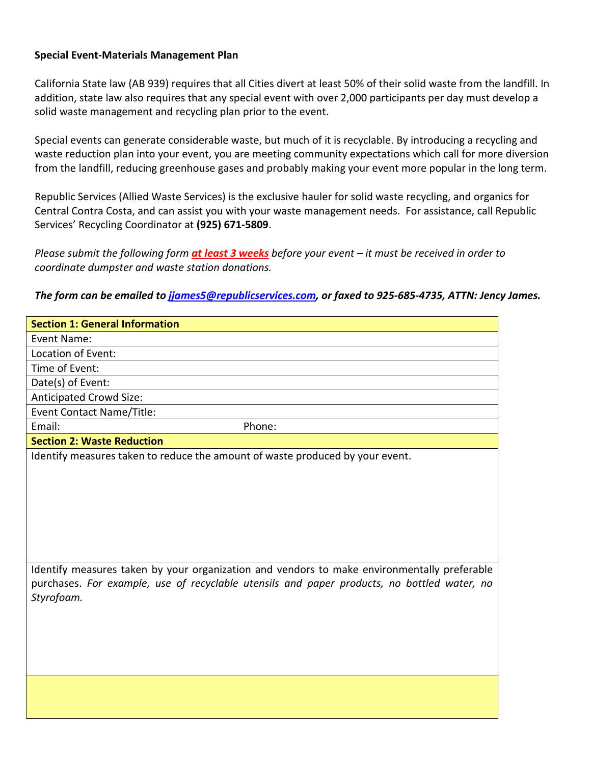**Special Event-Materials Management Plan**

California State law (AB 939) requires that all Cities divert at least 50% of their solid waste from the landfill. In addition, state law also requires that any special event with over 2,000 participants per day must develop a solid waste management and recycling plan prior to the event.

Special events can generate considerable waste, but much of it is recyclable. By introducing a recycling and waste reduction plan into your event, you are meeting community expectations which call for more diversion from the landfill, reducing greenhouse gases and probably making your event more popular in the long term.

Republic Services (Allied Waste Services) is the exclusive hauler for solid waste recycling, and organics for Central Contra Costa, and can assist you with your waste management needs. For assistance, call Republic Services' Recycling Coordinator at **(925) 671-5809**.

*Please submit the following form **at least 3 weeks** before your event – it must be received in order to coordinate dumpster and waste station donations.*

***The form can be emailed to jjames5@republicservices.com, or faxed to 925-685-4735, ATTN: Jency James.***

| **Section 1: General Information** | |
|---|---|
| Event Name: | |
| Location of Event: | |
| Time of Event: | |
| Date(s) of Event: | |
| Anticipated Crowd Size: | |
| Event Contact Name/Title: | |
| Email: | Phone: |
| **Section 2: Waste Reduction** | |
| Identify measures taken to reduce the amount of waste produced by your event. | |
| Identify measures taken by your organization and vendors to make environmentally preferable purchases. *For example, use of recyclable utensils and paper products, no bottled water, no Styrofoam.* | |
| | |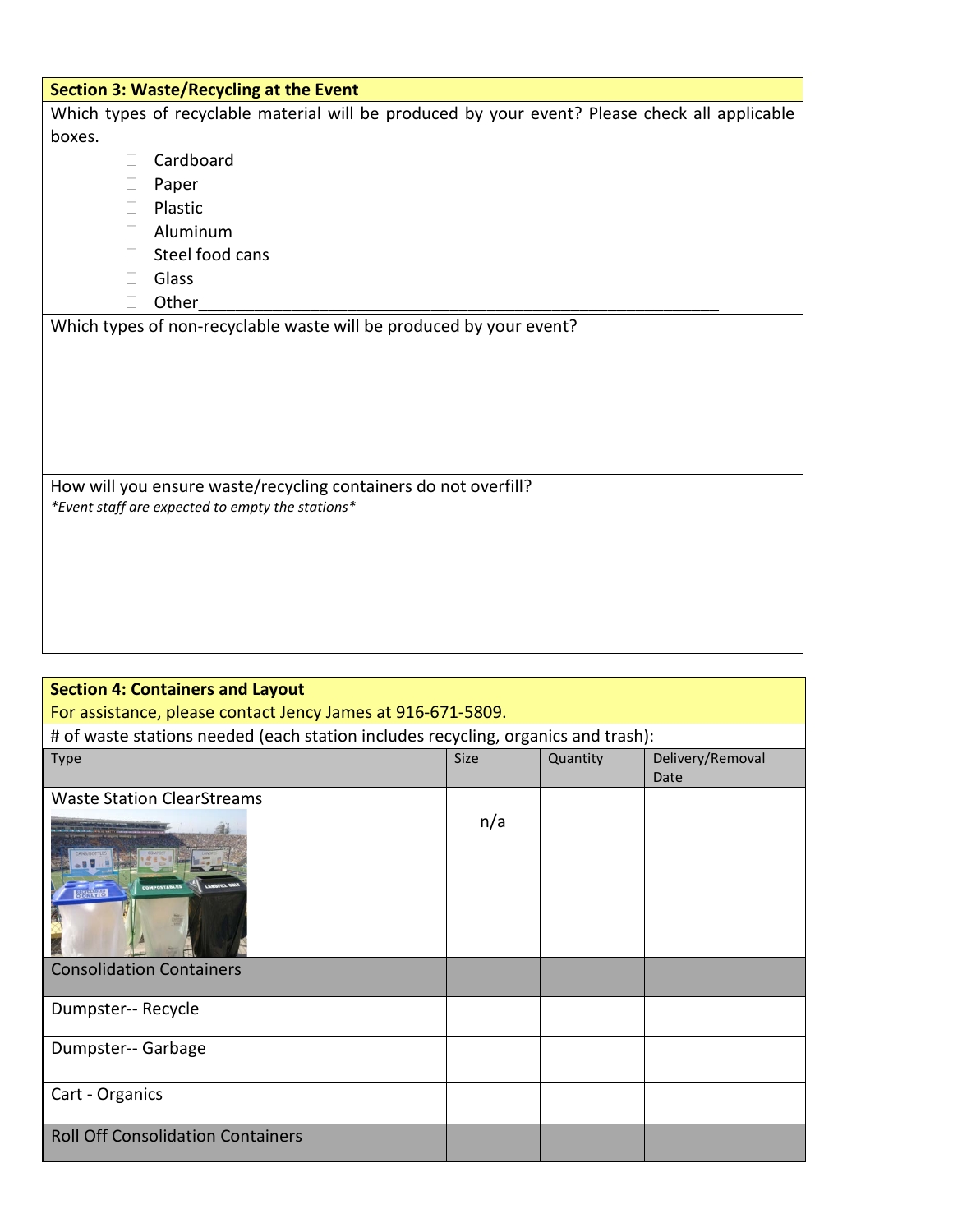## Section 3: Waste/Recycling at the Event

Which types of recyclable material will be produced by your event? Please check all applicable boxes.

- ☐ Cardboard
- ☐ Paper
- ☐ Plastic
- ☐ Aluminum
- ☐ Steel food cans
- ☐ Glass
- ☐ Other_______________________________________________________

Which types of non-recyclable waste will be produced by your event?

How will you ensure waste/recycling containers do not overfill?

*\*Event staff are expected to empty the stations\**

## Section 4: Containers and Layout

For assistance, please contact Jency James at 916-671-5809.

\# of waste stations needed (each station includes recycling, organics and trash):

| Type | Size | Quantity | Delivery/Removal Date |
|---|---|---|---|
| Waste Station ClearStreams | n/a | | |
| Consolidation Containers | | | |
| Dumpster-- Recycle | | | |
| Dumpster-- Garbage | | | |
| Cart - Organics | | | |
| Roll Off Consolidation Containers | | | |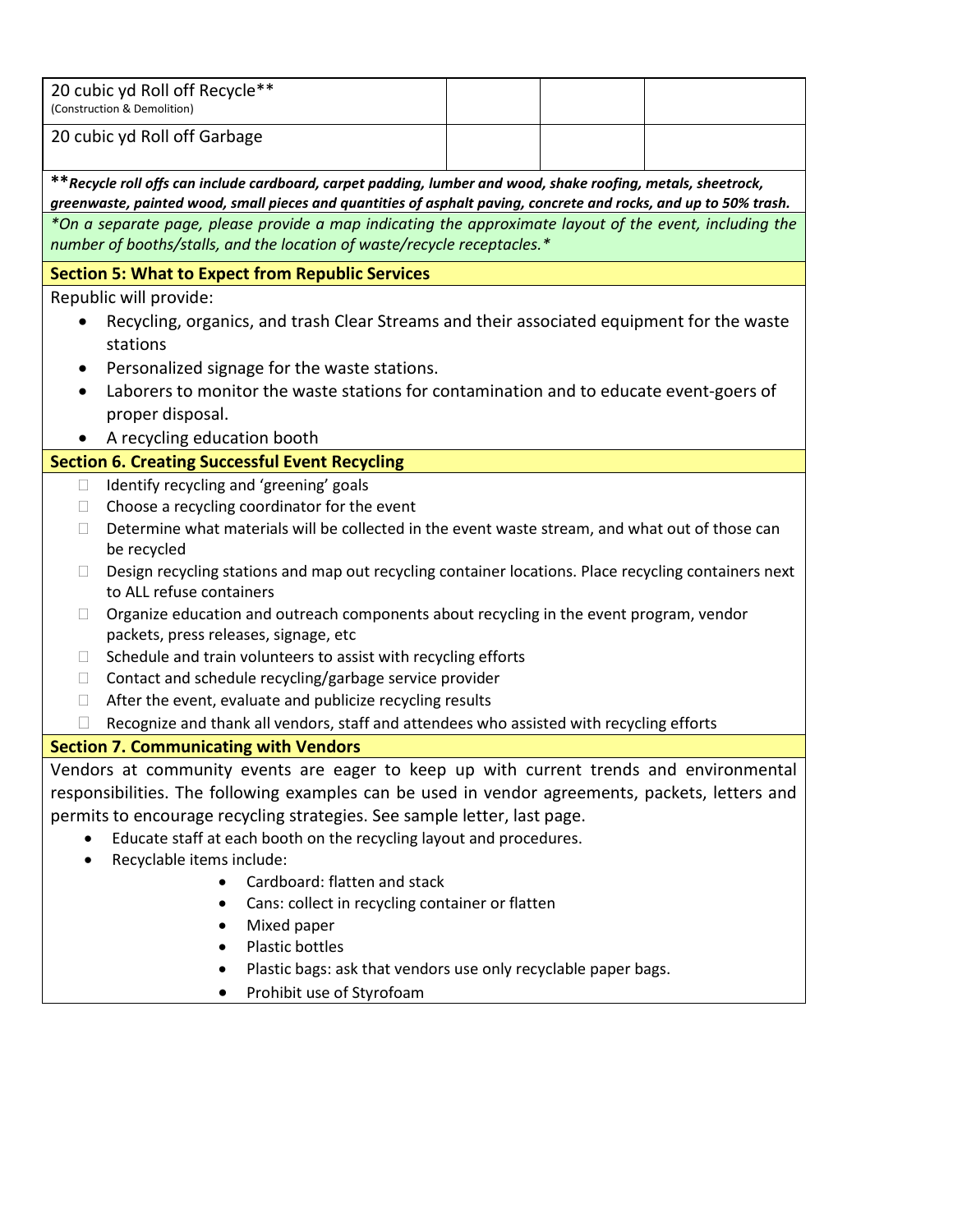| 20 cubic yd Roll off Recycle** (Construction & Demolition) | | | |
|---|---|---|---|
| 20 cubic yd Roll off Garbage | | | |

***Recycle roll offs can include cardboard, carpet padding, lumber and wood, shake roofing, metals, sheetrock, greenwaste, painted wood, small pieces and quantities of asphalt paving, concrete and rocks, and up to 50% trash.***

*On a separate page, please provide a map indicating the approximate layout of the event, including the number of booths/stalls, and the location of waste/recycle receptacles.*

## Section 5: What to Expect from Republic Services

Republic will provide:

- Recycling, organics, and trash Clear Streams and their associated equipment for the waste stations
- Personalized signage for the waste stations.
- Laborers to monitor the waste stations for contamination and to educate event-goers of proper disposal.
- A recycling education booth

## Section 6. Creating Successful Event Recycling

- ☐ Identify recycling and 'greening' goals
- ☐ Choose a recycling coordinator for the event
- ☐ Determine what materials will be collected in the event waste stream, and what out of those can be recycled
- ☐ Design recycling stations and map out recycling container locations. Place recycling containers next to ALL refuse containers
- ☐ Organize education and outreach components about recycling in the event program, vendor packets, press releases, signage, etc
- ☐ Schedule and train volunteers to assist with recycling efforts
- ☐ Contact and schedule recycling/garbage service provider
- ☐ After the event, evaluate and publicize recycling results
- ☐ Recognize and thank all vendors, staff and attendees who assisted with recycling efforts

## Section 7. Communicating with Vendors

Vendors at community events are eager to keep up with current trends and environmental responsibilities. The following examples can be used in vendor agreements, packets, letters and permits to encourage recycling strategies. See sample letter, last page.

- Educate staff at each booth on the recycling layout and procedures.
- Recyclable items include:
  - Cardboard: flatten and stack
  - Cans: collect in recycling container or flatten
  - Mixed paper
  - Plastic bottles
  - Plastic bags: ask that vendors use only recyclable paper bags.
  - Prohibit use of Styrofoam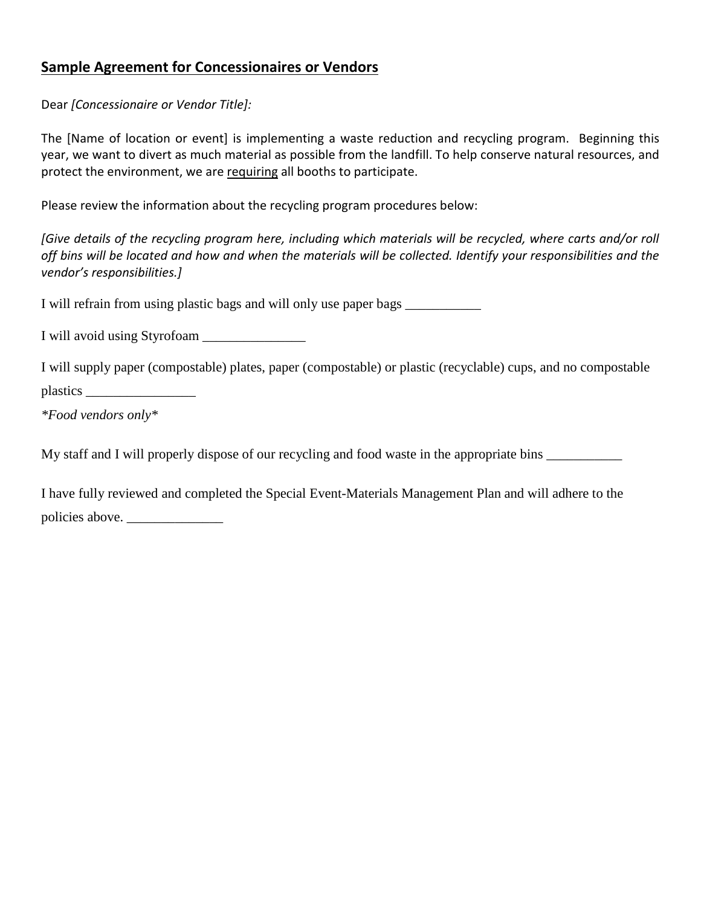## Sample Agreement for Concessionaires or Vendors

Dear *[Concessionaire or Vendor Title]:*

The [Name of location or event] is implementing a waste reduction and recycling program. Beginning this year, we want to divert as much material as possible from the landfill. To help conserve natural resources, and protect the environment, we are <u>requiring</u> all booths to participate.

Please review the information about the recycling program procedures below:

*[Give details of the recycling program here, including which materials will be recycled, where carts and/or roll off bins will be located and how and when the materials will be collected. Identify your responsibilities and the vendor's responsibilities.]*

I will refrain from using plastic bags and will only use paper bags ___________

I will avoid using Styrofoam _______________

I will supply paper (compostable) plates, paper (compostable) or plastic (recyclable) cups, and no compostable plastics ________________

*\*Food vendors only\**

My staff and I will properly dispose of our recycling and food waste in the appropriate bins ___________

I have fully reviewed and completed the Special Event-Materials Management Plan and will adhere to the policies above. ______________